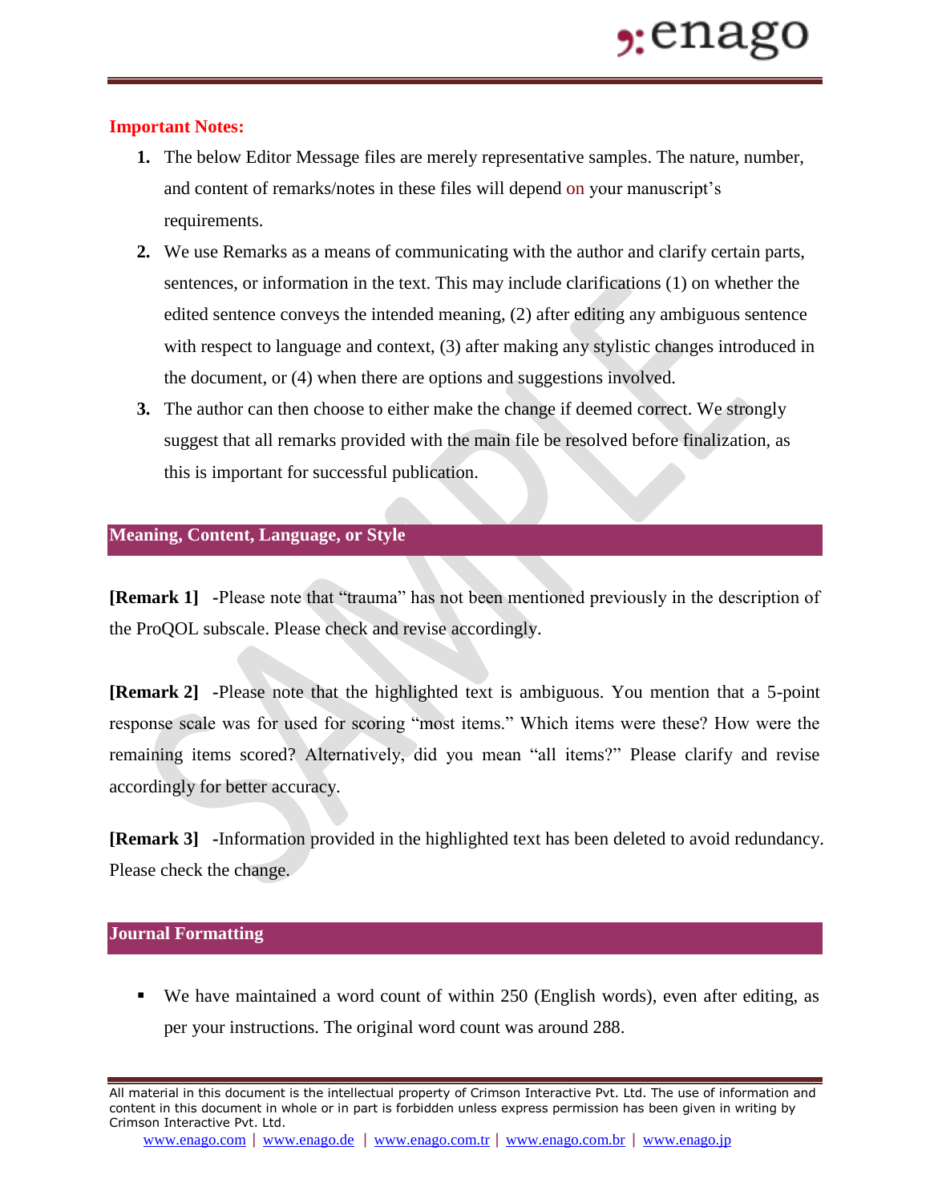**Important Notes:**

1. The below Editor Message files are merely representative samples. The nature, number, and content of remarks/notes in these files will depend on your manuscript's requirements.
2. We use Remarks as a means of communicating with the author and clarify certain parts, sentences, or information in the text. This may include clarifications (1) on whether the edited sentence conveys the intended meaning, (2) after editing any ambiguous sentence with respect to language and context, (3) after making any stylistic changes introduced in the document, or (4) when there are options and suggestions involved.
3. The author can then choose to either make the change if deemed correct. We strongly suggest that all remarks provided with the main file be resolved before finalization, as this is important for successful publication.

## Meaning, Content, Language, or Style

**[Remark 1]** -Please note that "trauma" has not been mentioned previously in the description of the ProQOL subscale. Please check and revise accordingly.

**[Remark 2]** -Please note that the highlighted text is ambiguous. You mention that a 5-point response scale was for used for scoring "most items." Which items were these? How were the remaining items scored? Alternatively, did you mean "all items?" Please clarify and revise accordingly for better accuracy.

**[Remark 3]** -Information provided in the highlighted text has been deleted to avoid redundancy. Please check the change.

## Journal Formatting

- We have maintained a word count of within 250 (English words), even after editing, as per your instructions. The original word count was around 288.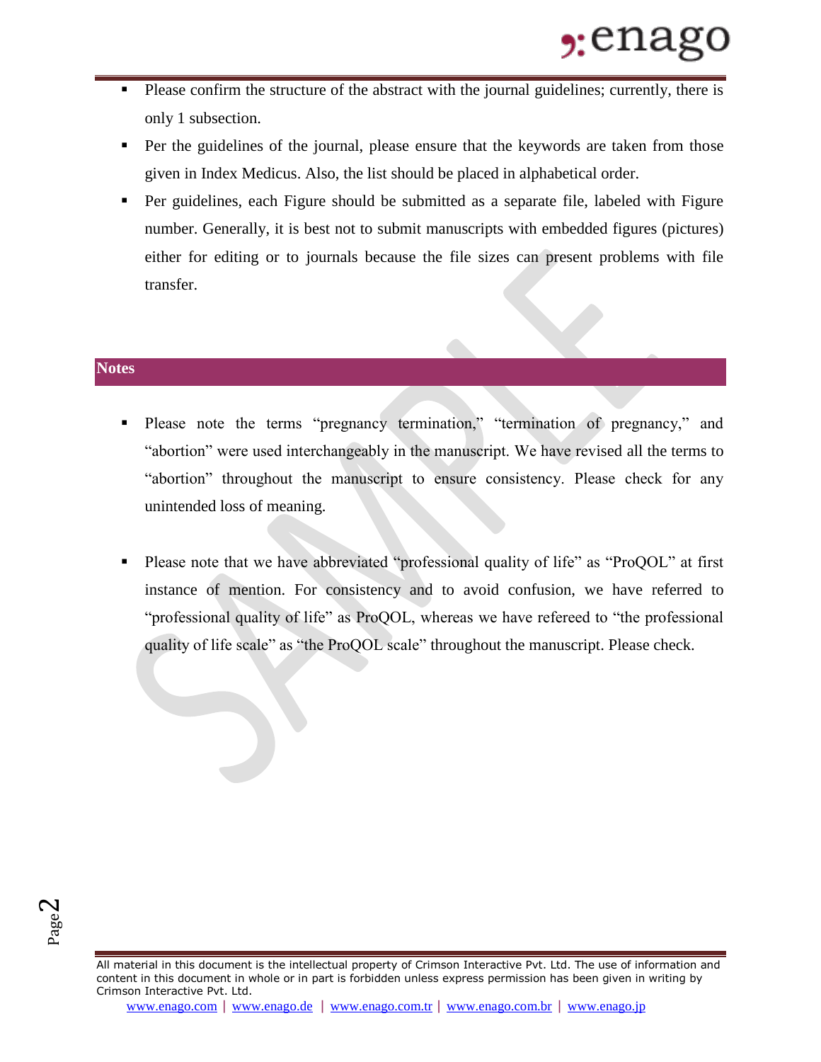- Please confirm the structure of the abstract with the journal guidelines; currently, there is only 1 subsection.
- Per the guidelines of the journal, please ensure that the keywords are taken from those given in Index Medicus. Also, the list should be placed in alphabetical order.
- Per guidelines, each Figure should be submitted as a separate file, labeled with Figure number. Generally, it is best not to submit manuscripts with embedded figures (pictures) either for editing or to journals because the file sizes can present problems with file transfer.

## Notes

- Please note the terms "pregnancy termination," "termination of pregnancy," and "abortion" were used interchangeably in the manuscript. We have revised all the terms to "abortion" throughout the manuscript to ensure consistency. Please check for any unintended loss of meaning.

- Please note that we have abbreviated "professional quality of life" as "ProQOL" at first instance of mention. For consistency and to avoid confusion, we have referred to "professional quality of life" as ProQOL, whereas we have refereed to "the professional quality of life scale" as "the ProQOL scale" throughout the manuscript. Please check.

All material in this document is the intellectual property of Crimson Interactive Pvt. Ltd. The use of information and content in this document in whole or in part is forbidden unless express permission has been given in writing by Crimson Interactive Pvt. Ltd.

www.enago.com | www.enago.de | www.enago.com.tr | www.enago.com.br | www.enago.jp